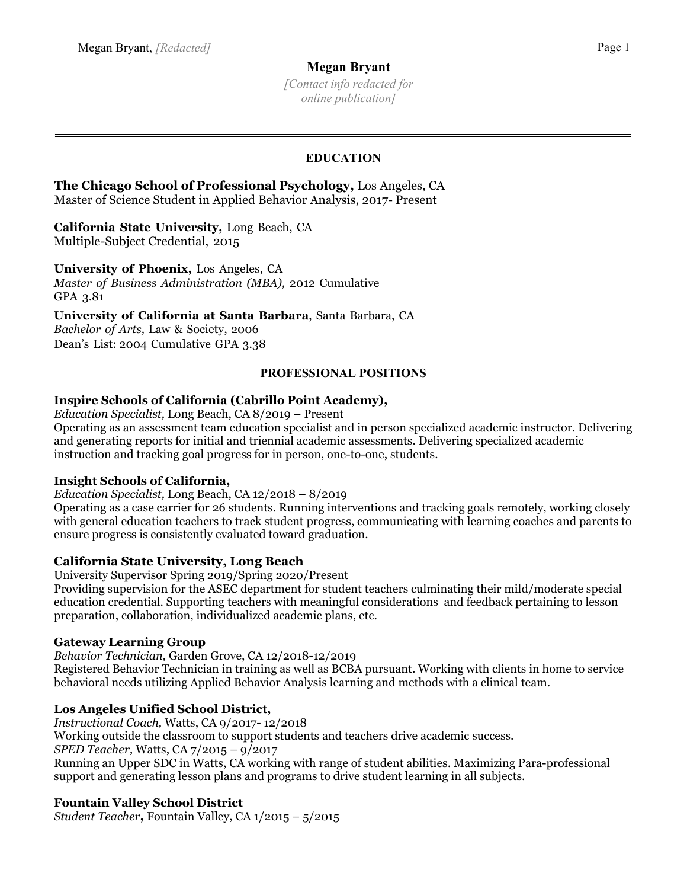# Megan Bryant

*[Contact info redacted for online publication]*

## EDUCATION

**The Chicago School of Professional Psychology,** Los Angeles, CA
Master of Science Student in Applied Behavior Analysis, 2017- Present

**California State University,** Long Beach, CA
Multiple-Subject Credential, 2015

**University of Phoenix,** Los Angeles, CA
*Master of Business Administration (MBA),* 2012 Cumulative GPA 3.81

**University of California at Santa Barbara**, Santa Barbara, CA
*Bachelor of Arts,* Law & Society, 2006
Dean's List: 2004 Cumulative GPA 3.38

## PROFESSIONAL POSITIONS

**Inspire Schools of California (Cabrillo Point Academy),**
*Education Specialist,* Long Beach, CA 8/2019 – Present
Operating as an assessment team education specialist and in person specialized academic instructor. Delivering and generating reports for initial and triennial academic assessments. Delivering specialized academic instruction and tracking goal progress for in person, one-to-one, students.

**Insight Schools of California,**
*Education Specialist,* Long Beach, CA 12/2018 – 8/2019
Operating as a case carrier for 26 students. Running interventions and tracking goals remotely, working closely with general education teachers to track student progress, communicating with learning coaches and parents to ensure progress is consistently evaluated toward graduation.

**California State University, Long Beach**
University Supervisor Spring 2019/Spring 2020/Present
Providing supervision for the ASEC department for student teachers culminating their mild/moderate special education credential. Supporting teachers with meaningful considerations and feedback pertaining to lesson preparation, collaboration, individualized academic plans, etc.

**Gateway Learning Group**
*Behavior Technician,* Garden Grove, CA 12/2018-12/2019
Registered Behavior Technician in training as well as BCBA pursuant. Working with clients in home to service behavioral needs utilizing Applied Behavior Analysis learning and methods with a clinical team.

**Los Angeles Unified School District,**
*Instructional Coach,* Watts, CA 9/2017- 12/2018
Working outside the classroom to support students and teachers drive academic success.
*SPED Teacher,* Watts, CA 7/2015 – 9/2017
Running an Upper SDC in Watts, CA working with range of student abilities. Maximizing Para-professional support and generating lesson plans and programs to drive student learning in all subjects.

**Fountain Valley School District**
*Student Teacher***,** Fountain Valley, CA 1/2015 – 5/2015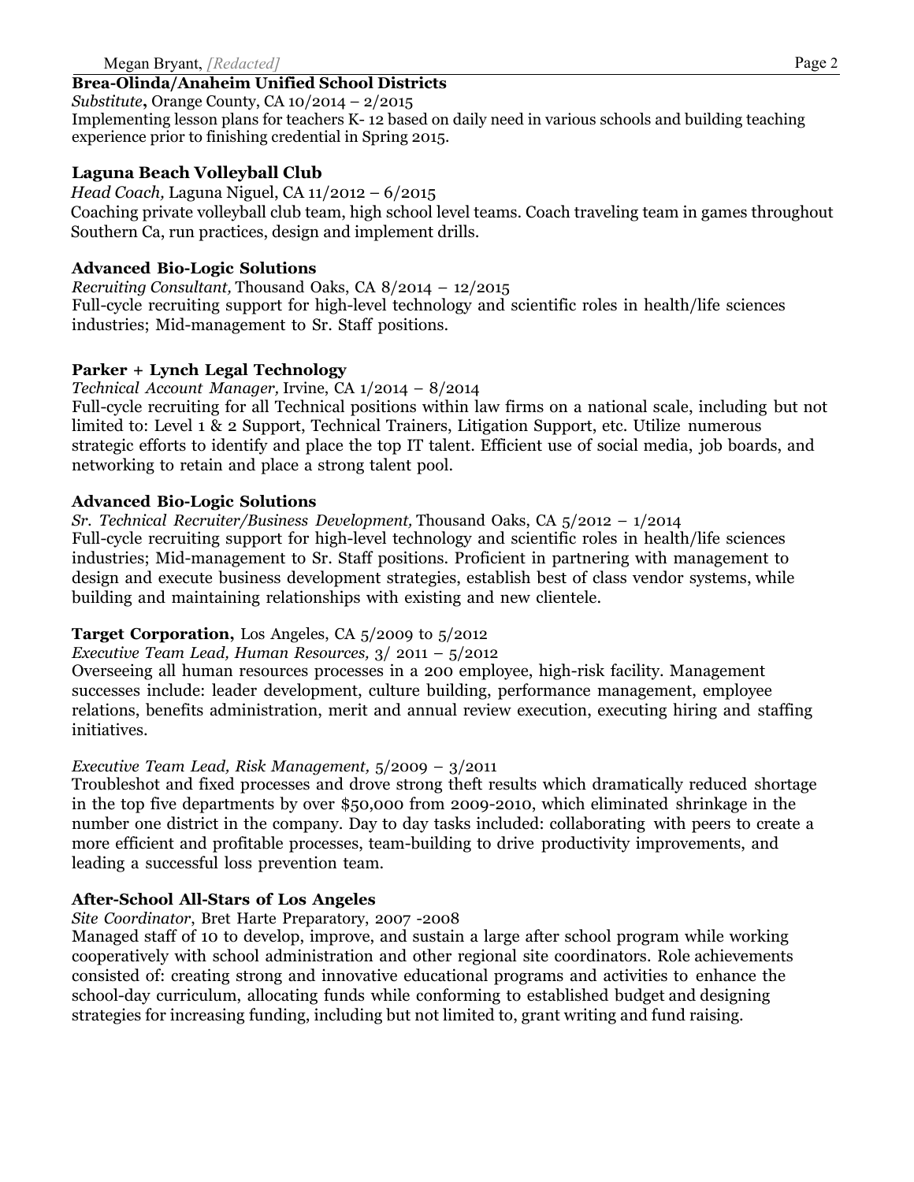**Brea-Olinda/Anaheim Unified School Districts**
*Substitute***,** Orange County, CA 10/2014 – 2/2015
Implementing lesson plans for teachers K- 12 based on daily need in various schools and building teaching experience prior to finishing credential in Spring 2015.

**Laguna Beach Volleyball Club**
*Head Coach,* Laguna Niguel, CA 11/2012 – 6/2015
Coaching private volleyball club team, high school level teams. Coach traveling team in games throughout Southern Ca, run practices, design and implement drills.

**Advanced Bio-Logic Solutions**
*Recruiting Consultant,* Thousand Oaks, CA 8/2014 – 12/2015
Full-cycle recruiting support for high-level technology and scientific roles in health/life sciences industries; Mid-management to Sr. Staff positions.

**Parker + Lynch Legal Technology**
*Technical Account Manager,* Irvine, CA 1/2014 – 8/2014
Full-cycle recruiting for all Technical positions within law firms on a national scale, including but not limited to: Level 1 & 2 Support, Technical Trainers, Litigation Support, etc. Utilize numerous strategic efforts to identify and place the top IT talent. Efficient use of social media, job boards, and networking to retain and place a strong talent pool.

**Advanced Bio-Logic Solutions**
*Sr. Technical Recruiter/Business Development,* Thousand Oaks, CA 5/2012 – 1/2014
Full-cycle recruiting support for high-level technology and scientific roles in health/life sciences industries; Mid-management to Sr. Staff positions. Proficient in partnering with management to design and execute business development strategies, establish best of class vendor systems, while building and maintaining relationships with existing and new clientele.

**Target Corporation,** Los Angeles, CA 5/2009 to 5/2012
*Executive Team Lead, Human Resources,* 3/ 2011 – 5/2012
Overseeing all human resources processes in a 200 employee, high-risk facility. Management successes include: leader development, culture building, performance management, employee relations, benefits administration, merit and annual review execution, executing hiring and staffing initiatives.

*Executive Team Lead, Risk Management,* 5/2009 – 3/2011
Troubleshot and fixed processes and drove strong theft results which dramatically reduced shortage in the top five departments by over $50,000 from 2009-2010, which eliminated shrinkage in the number one district in the company. Day to day tasks included: collaborating with peers to create a more efficient and profitable processes, team-building to drive productivity improvements, and leading a successful loss prevention team.

**After-School All-Stars of Los Angeles**
*Site Coordinator*, Bret Harte Preparatory, 2007 -2008
Managed staff of 10 to develop, improve, and sustain a large after school program while working cooperatively with school administration and other regional site coordinators. Role achievements consisted of: creating strong and innovative educational programs and activities to enhance the school-day curriculum, allocating funds while conforming to established budget and designing strategies for increasing funding, including but not limited to, grant writing and fund raising.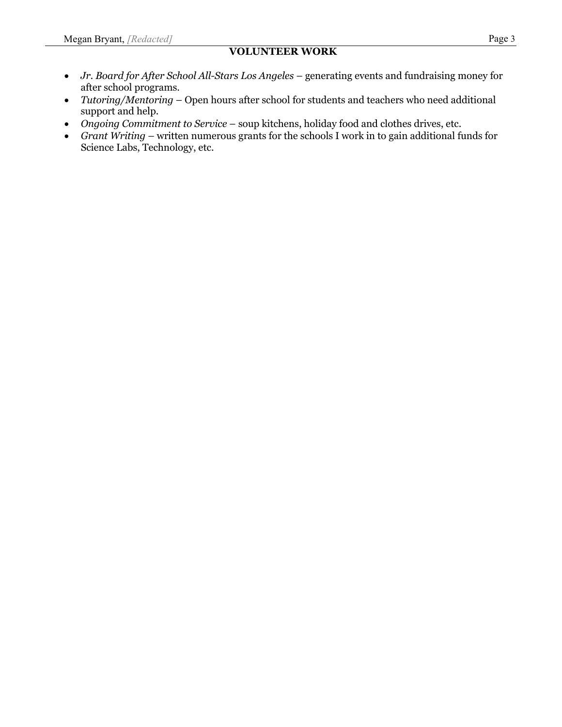## VOLUNTEER WORK

- *Jr. Board for After School All-Stars Los Angeles* – generating events and fundraising money for after school programs.
- *Tutoring/Mentoring* – Open hours after school for students and teachers who need additional support and help.
- *Ongoing Commitment to Service* – soup kitchens, holiday food and clothes drives, etc.
- *Grant Writing* – written numerous grants for the schools I work in to gain additional funds for Science Labs, Technology, etc.